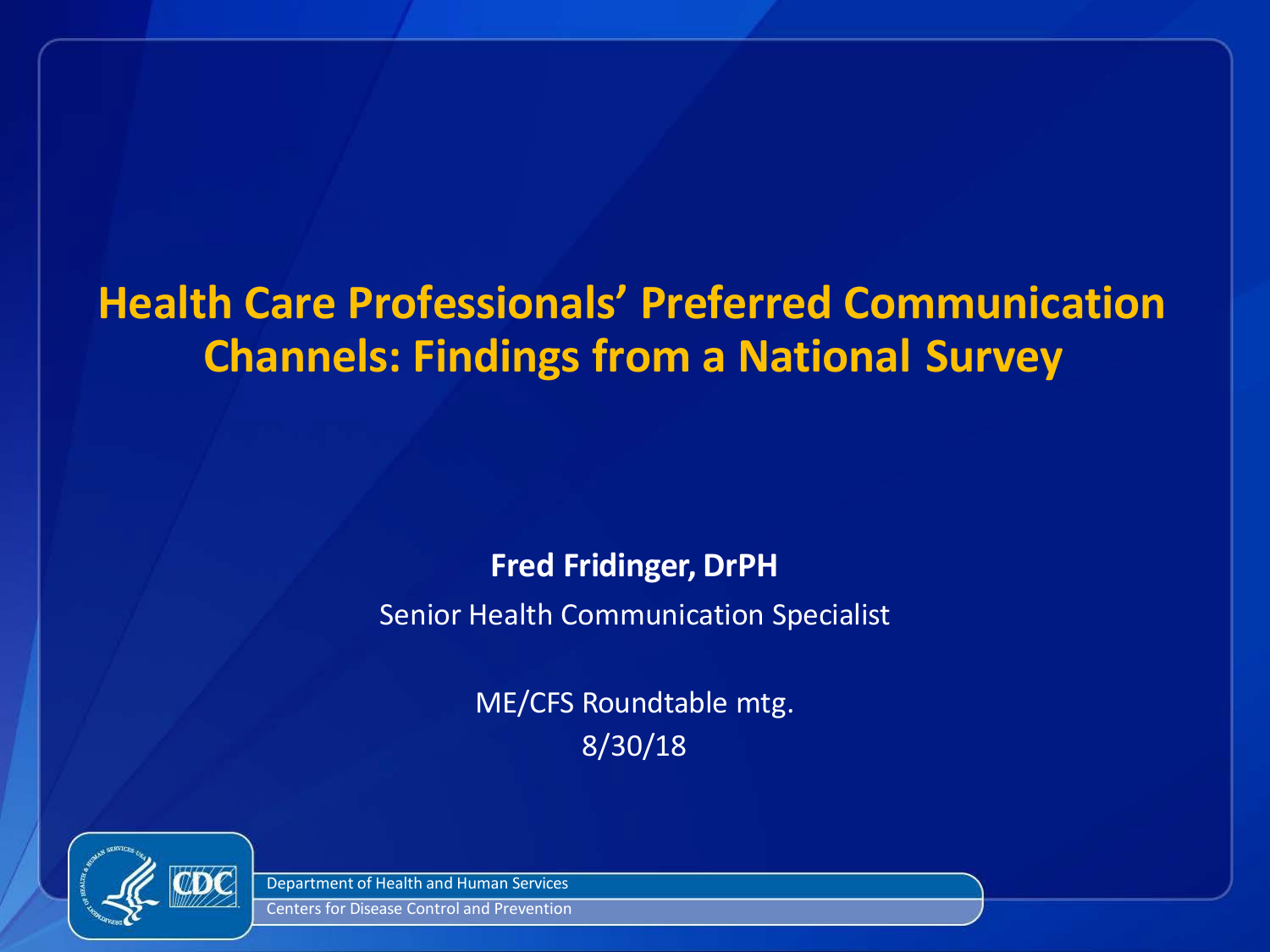# Health Care Professionals' Preferred Communication Channels: Findings from a National Survey

**Fred Fridinger, DrPH**

Senior Health Communication Specialist

ME/CFS Roundtable mtg.

8/30/18

Department of Health and Human Services

Centers for Disease Control and Prevention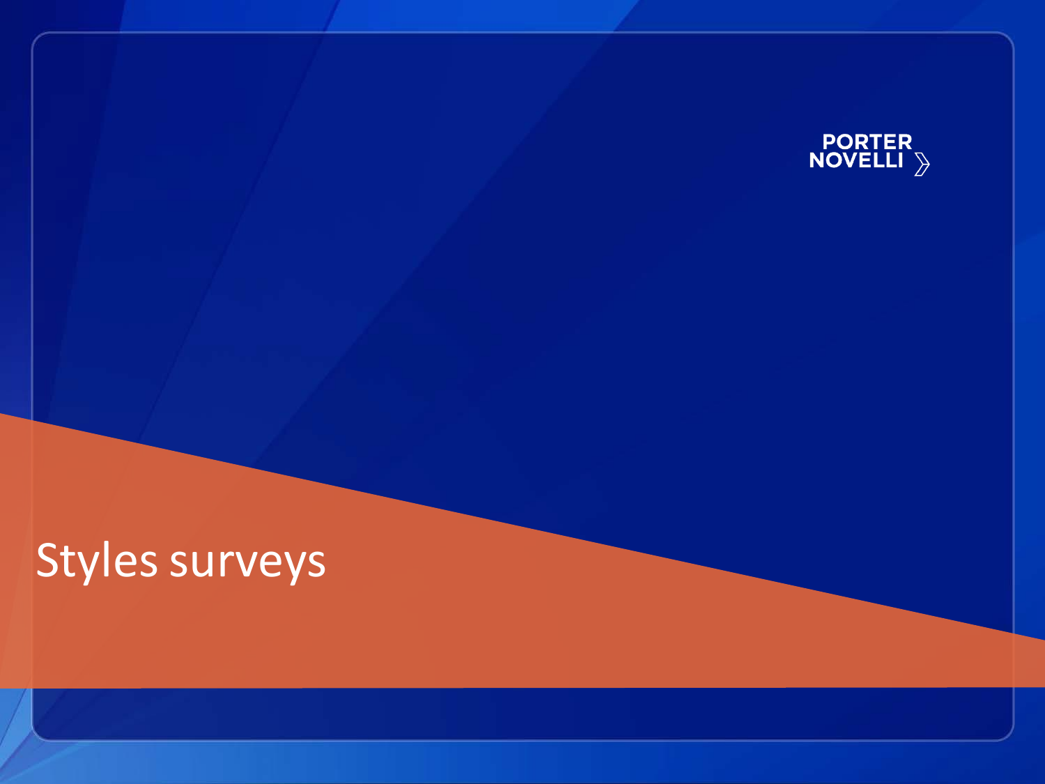PORTER NOVELLI

# Styles surveys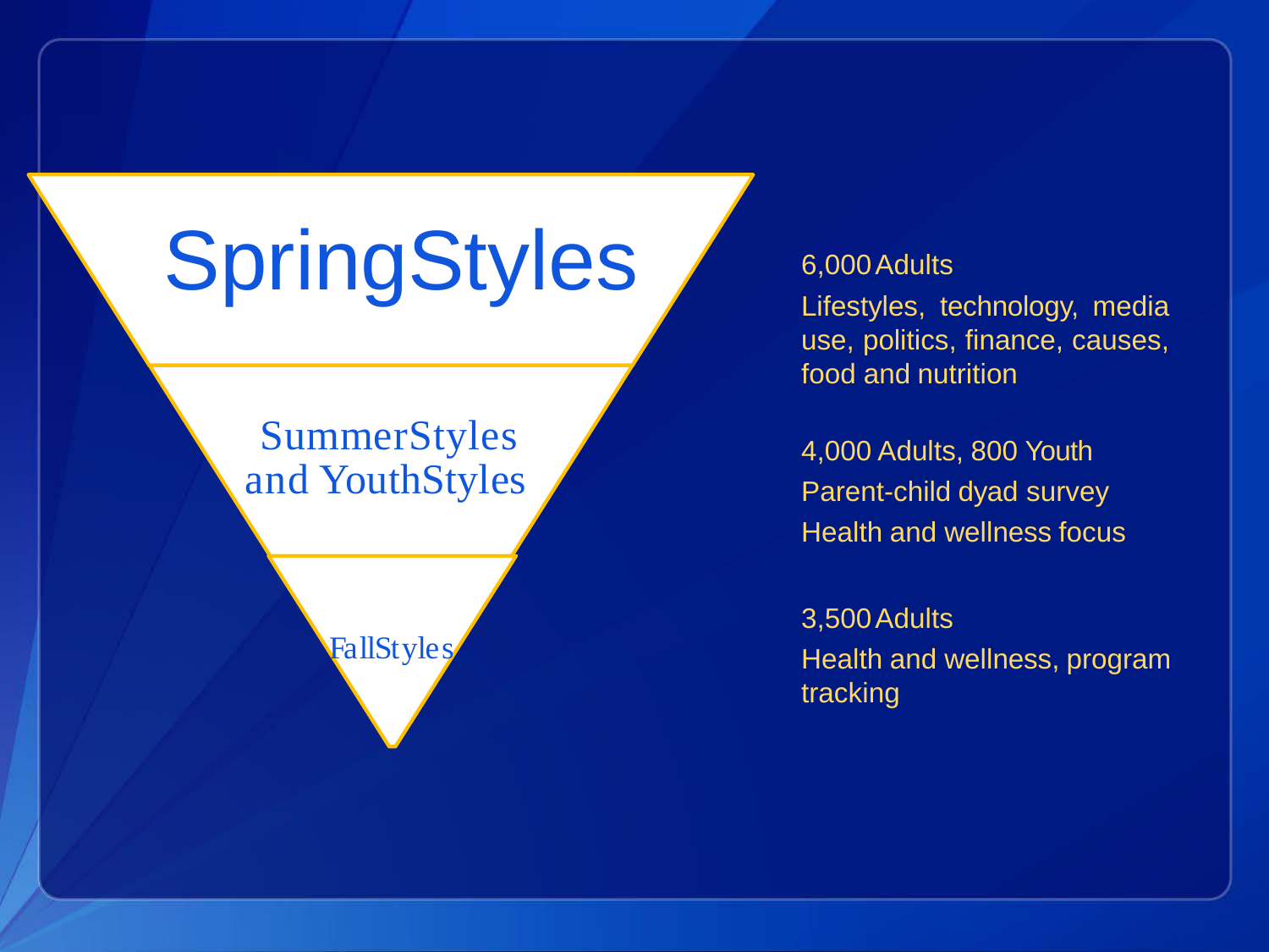## SpringStyles

6,000 Adults

Lifestyles, technology, media use, politics, finance, causes, food and nutrition

## SummerStyles and YouthStyles

4,000 Adults, 800 Youth

Parent-child dyad survey

Health and wellness focus

## FallStyles

3,500 Adults

Health and wellness, program tracking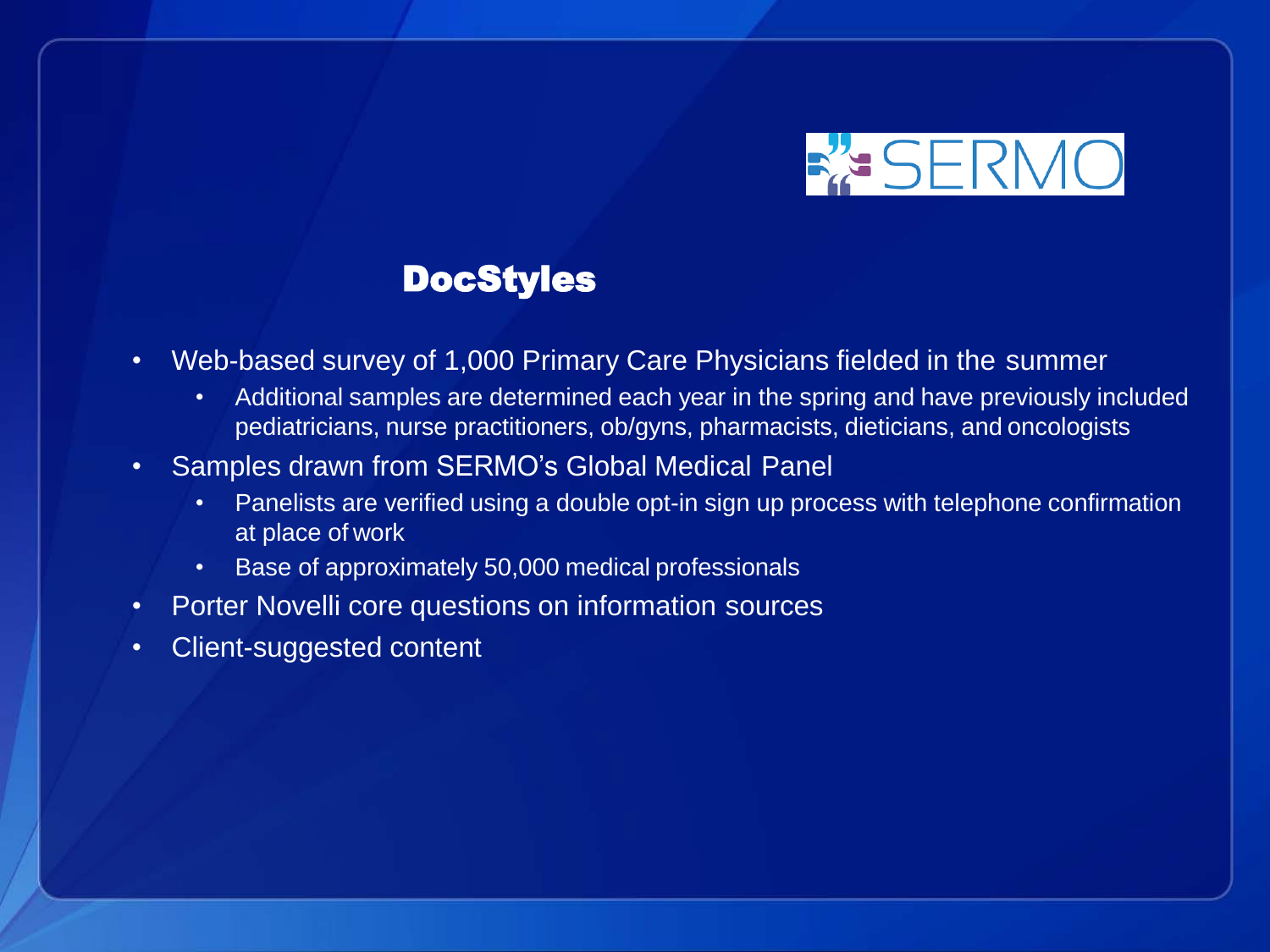SERMO

## DocStyles

- Web-based survey of 1,000 Primary Care Physicians fielded in the summer
  - Additional samples are determined each year in the spring and have previously included pediatricians, nurse practitioners, ob/gyns, pharmacists, dieticians, and oncologists
- Samples drawn from SERMO's Global Medical Panel
  - Panelists are verified using a double opt-in sign up process with telephone confirmation at place of work
  - Base of approximately 50,000 medical professionals
- Porter Novelli core questions on information sources
- Client-suggested content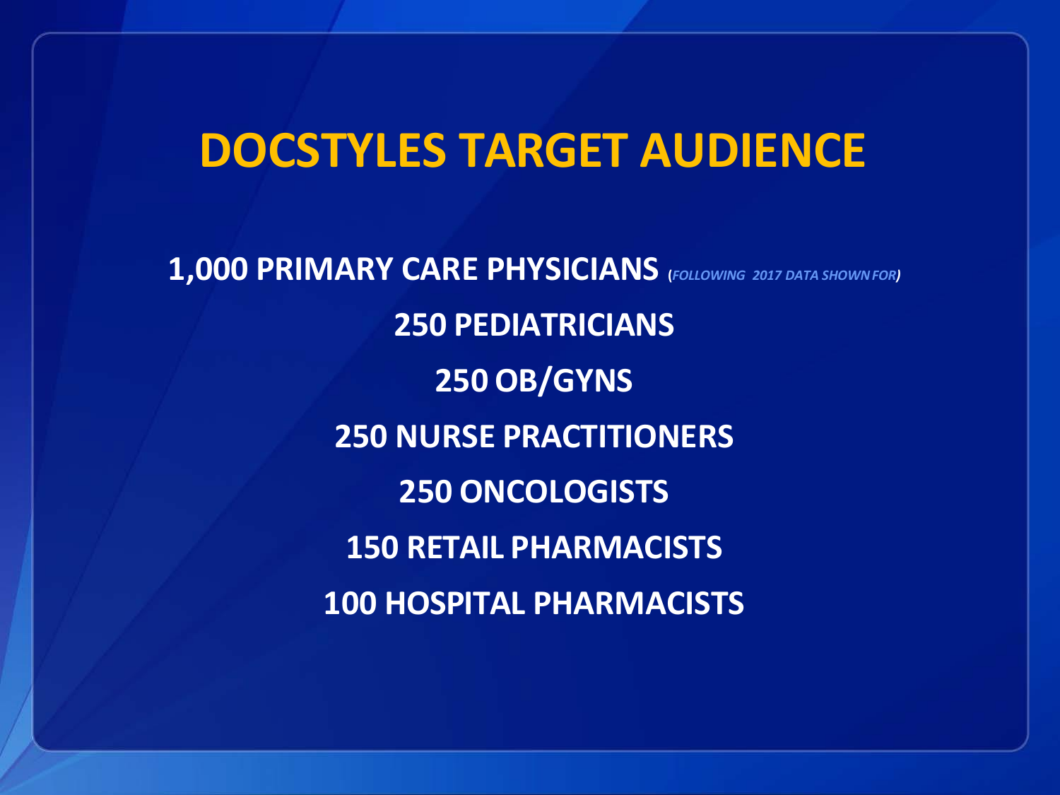# DOCSTYLES TARGET AUDIENCE

**1,000 PRIMARY CARE PHYSICIANS** *(FOLLOWING 2017 DATA SHOWN FOR)*

**250 PEDIATRICIANS**

**250 OB/GYNS**

**250 NURSE PRACTITIONERS**

**250 ONCOLOGISTS**

**150 RETAIL PHARMACISTS**

**100 HOSPITAL PHARMACISTS**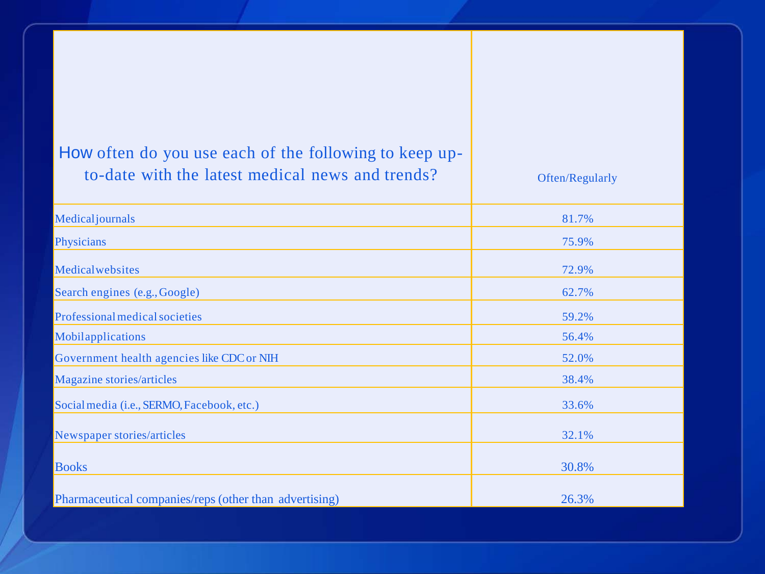| How often do you use each of the following to keep up-to-date with the latest medical news and trends? | Often/Regularly |
|---|---|
| Medicaljournals | 81.7% |
| Physicians | 75.9% |
| Medicalwebsites | 72.9% |
| Search engines (e.g., Google) | 62.7% |
| Professional medical societies | 59.2% |
| Mobilapplications | 56.4% |
| Government health agencies like CDC or NIH | 52.0% |
| Magazine stories/articles | 38.4% |
| Social media (i.e., SERMO, Facebook, etc.) | 33.6% |
| Newspaper stories/articles | 32.1% |
| Books | 30.8% |
| Pharmaceutical companies/reps (other than advertising) | 26.3% |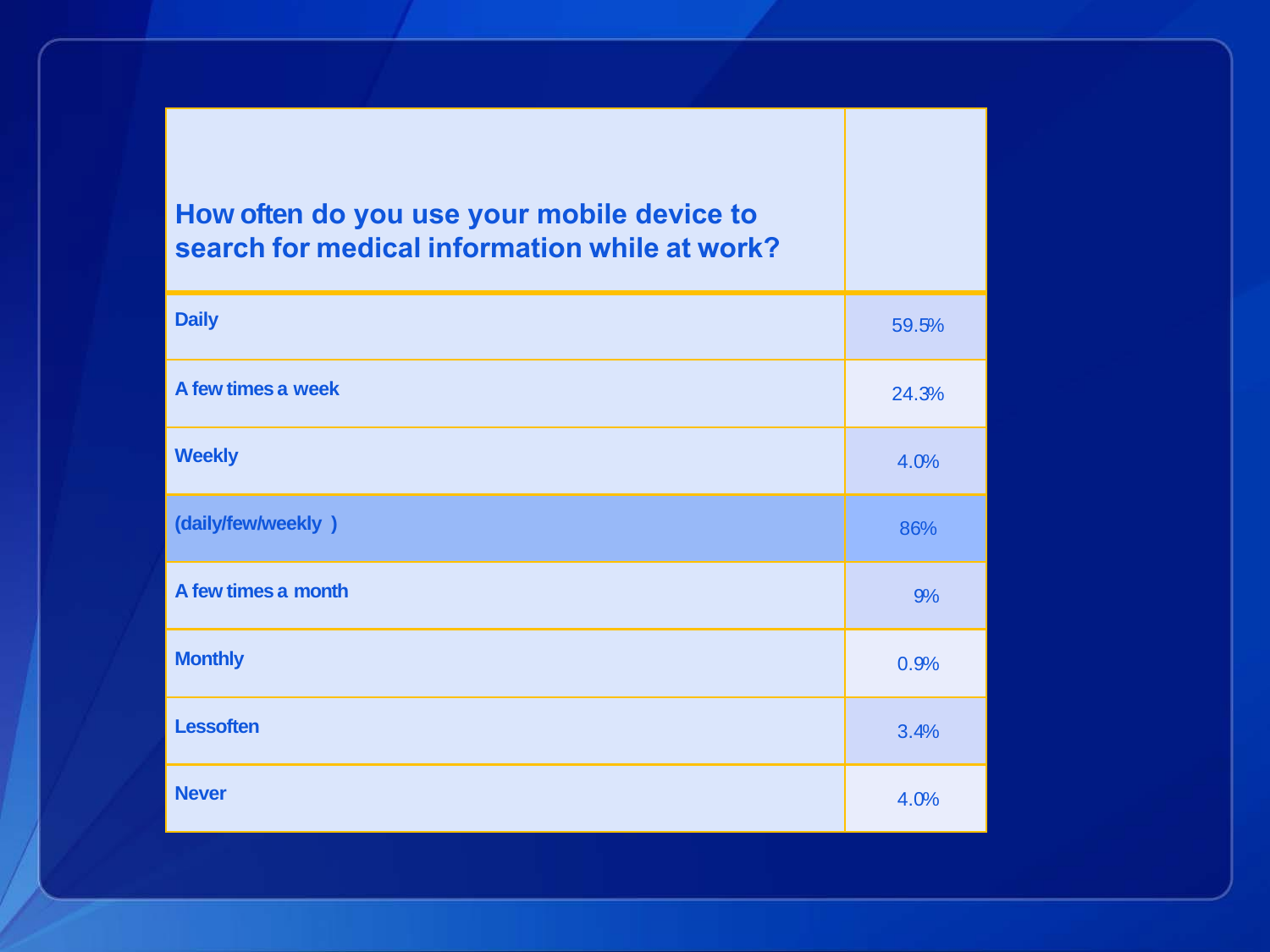| How often do you use your mobile device to search for medical information while at work? | |
|---|---|
| Daily | 59.5% |
| A few times a week | 24.3% |
| Weekly | 4.0% |
| (daily/few/weekly ) | 86% |
| A few times a month | 9% |
| Monthly | 0.9% |
| Lessoften | 3.4% |
| Never | 4.0% |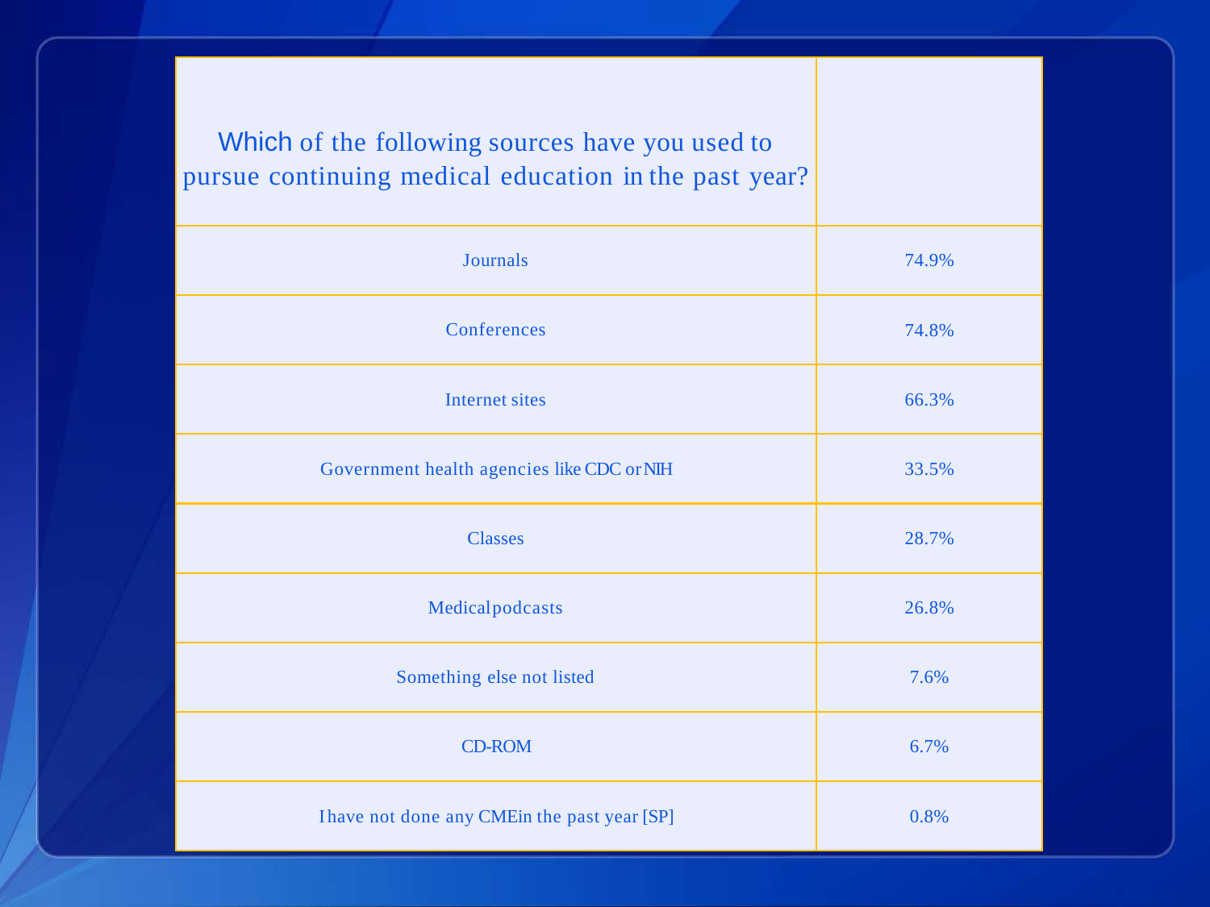| Which of the following sources have you used to pursue continuing medical education in the past year? | |
|---|---|
| Journals | 74.9% |
| Conferences | 74.8% |
| Internet sites | 66.3% |
| Government health agencies like CDC or NIH | 33.5% |
| Classes | 28.7% |
| Medical podcasts | 26.8% |
| Something else not listed | 7.6% |
| CD-ROM | 6.7% |
| I have not done any CME in the past year [SP] | 0.8% |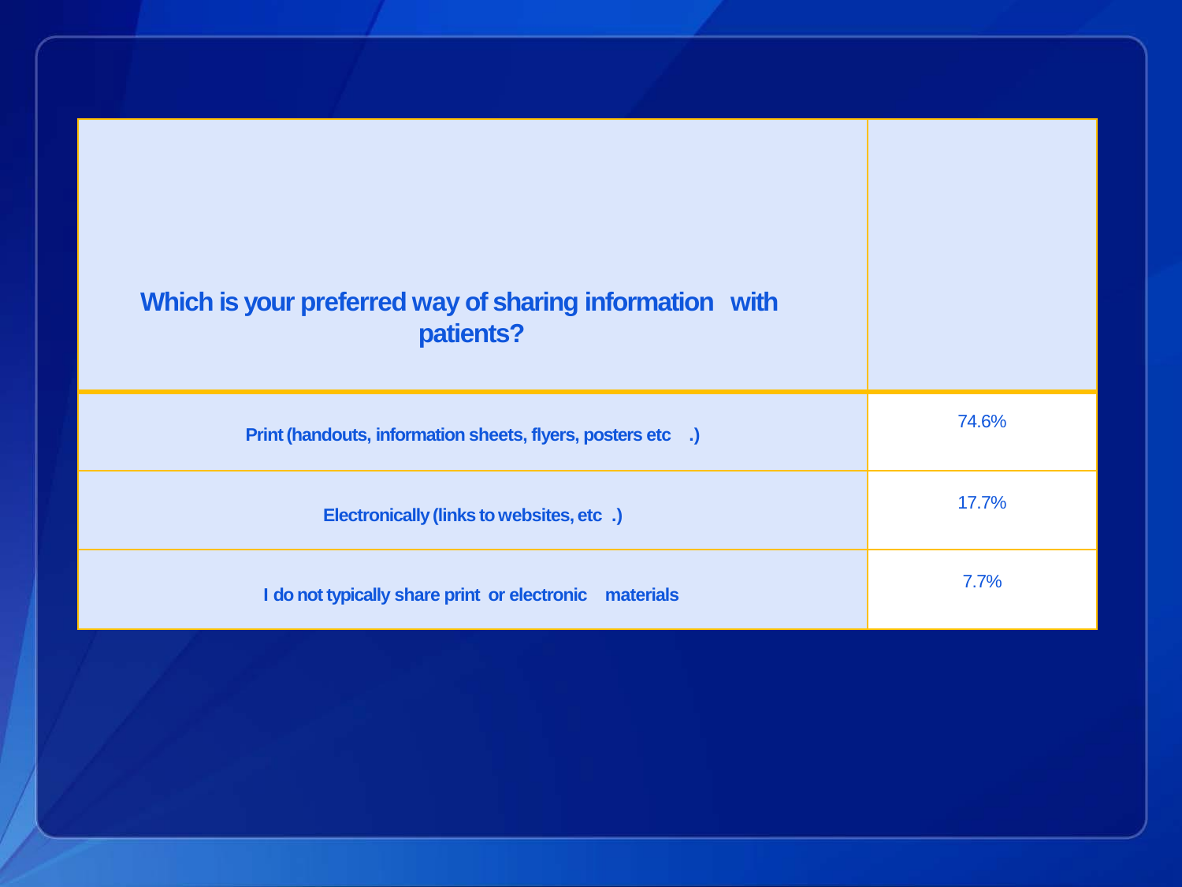| Which is your preferred way of sharing information with patients? | |
|---|---|
| Print (handouts, information sheets, flyers, posters etc.) | 74.6% |
| Electronically (links to websites, etc.) | 17.7% |
| I do not typically share print or electronic materials | 7.7% |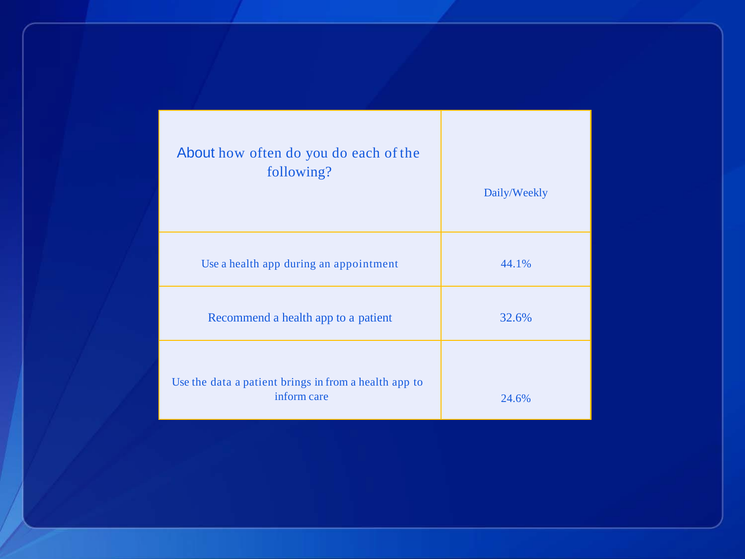| About how often do you do each of the following? | Daily/Weekly |
| --- | --- |
| Use a health app during an appointment | 44.1% |
| Recommend a health app to a patient | 32.6% |
| Use the data a patient brings in from a health app to inform care | 24.6% |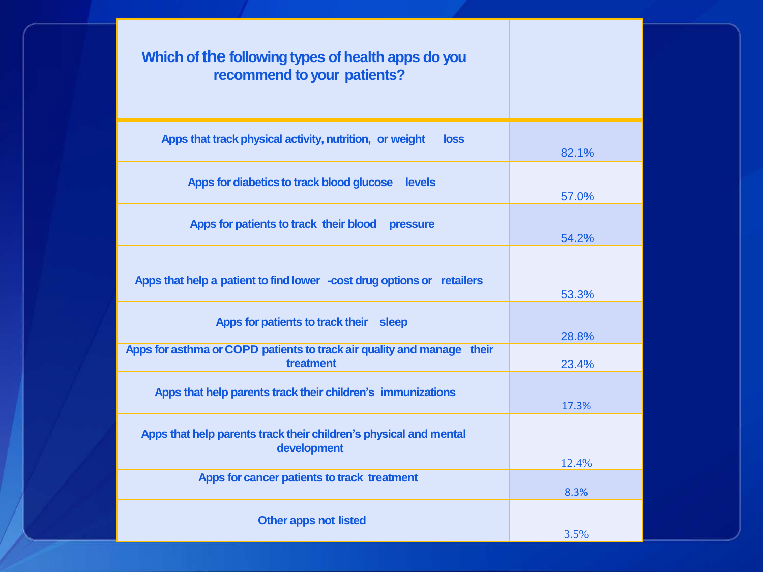| Which of the following types of health apps do you recommend to your patients? | |
|---|---|
| Apps that track physical activity, nutrition, or weight loss | 82.1% |
| Apps for diabetics to track blood glucose levels | 57.0% |
| Apps for patients to track their blood pressure | 54.2% |
| Apps that help a patient to find lower-cost drug options or retailers | 53.3% |
| Apps for patients to track their sleep | 28.8% |
| Apps for asthma or COPD patients to track air quality and manage their treatment | 23.4% |
| Apps that help parents track their children's immunizations | 17.3% |
| Apps that help parents track their children's physical and mental development | 12.4% |
| Apps for cancer patients to track treatment | 8.3% |
| Other apps not listed | 3.5% |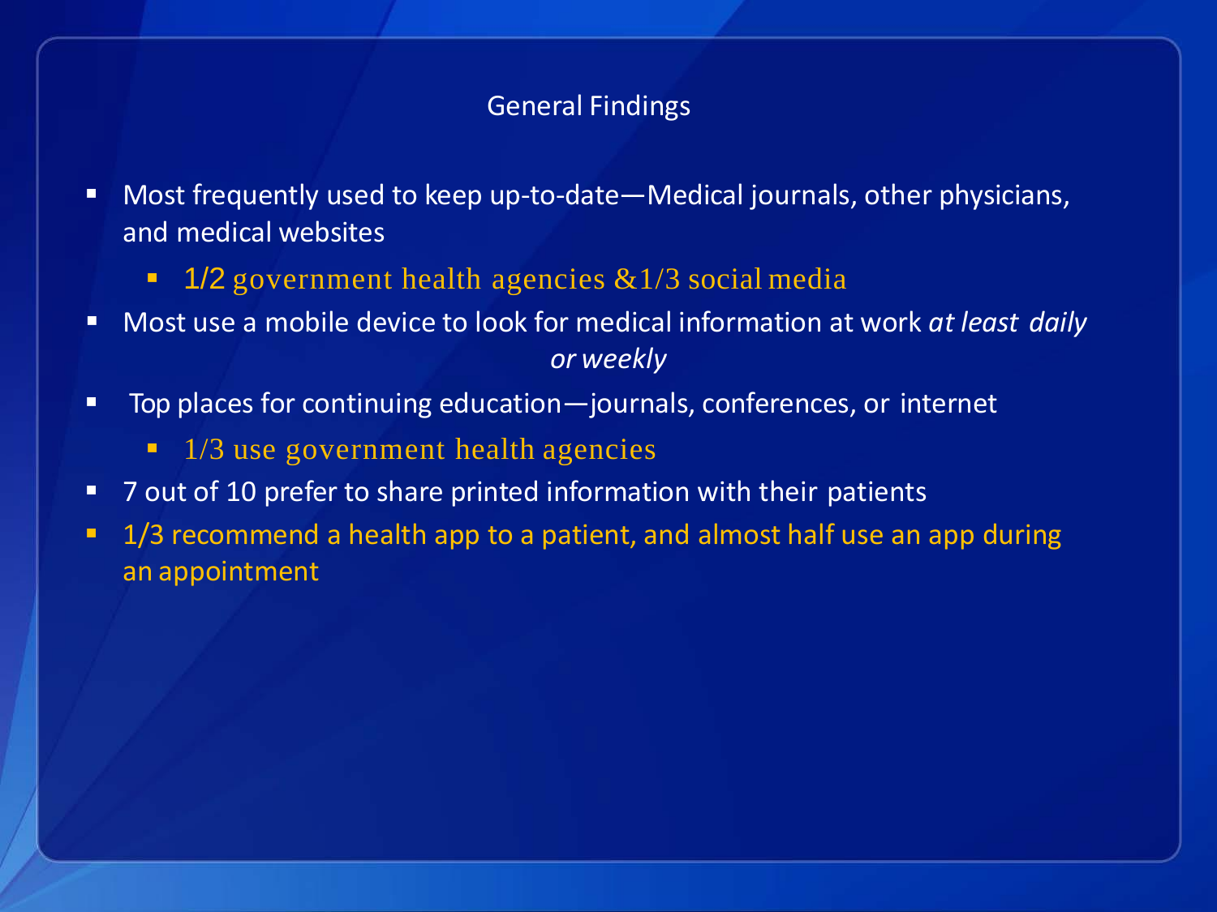## General Findings

- Most frequently used to keep up-to-date—Medical journals, other physicians, and medical websites
  - 1/2 government health agencies &1/3 social media
- Most use a mobile device to look for medical information at work *at least daily or weekly*
- Top places for continuing education—journals, conferences, or internet
  - 1/3 use government health agencies
- 7 out of 10 prefer to share printed information with their patients
- 1/3 recommend a health app to a patient, and almost half use an app during an appointment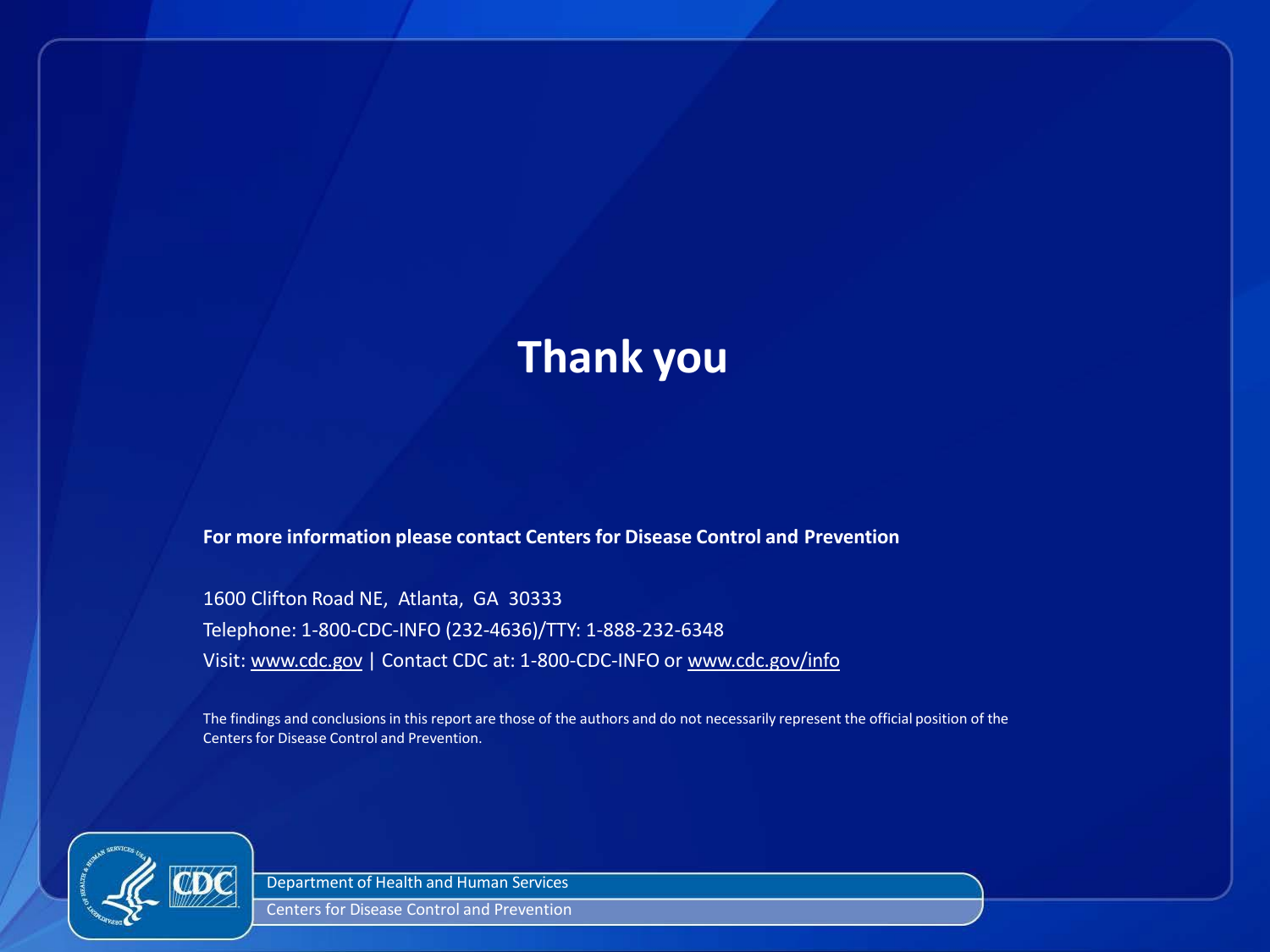# Thank you

**For more information please contact Centers for Disease Control and Prevention**

1600 Clifton Road NE, Atlanta, GA 30333
Telephone: 1-800-CDC-INFO (232-4636)/TTY: 1-888-232-6348
Visit: www.cdc.gov | Contact CDC at: 1-800-CDC-INFO or www.cdc.gov/info

The findings and conclusions in this report are those of the authors and do not necessarily represent the official position of the Centers for Disease Control and Prevention.

Department of Health and Human Services
Centers for Disease Control and Prevention